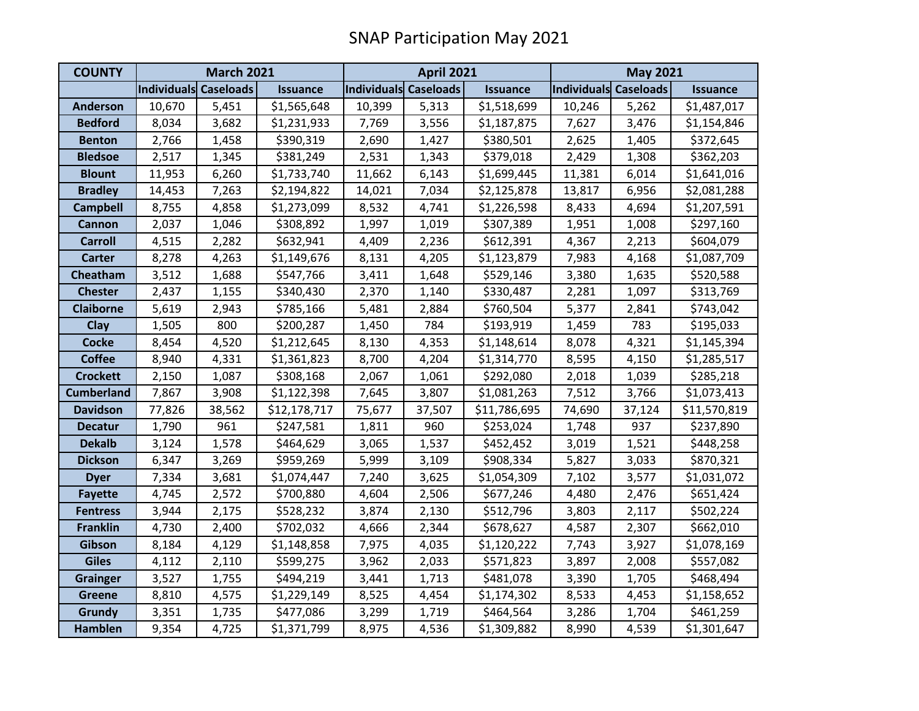# SNAP Participation May 2021

| COUNTY | March 2021 | | | April 2021 | | | May 2021 | | |
|---|---|---|---|---|---|---|---|---|---|
| | Individuals | Caseloads | Issuance | Individuals | Caseloads | Issuance | Individuals | Caseloads | Issuance |
| Anderson | 10,670 | 5,451 | $1,565,648 | 10,399 | 5,313 | $1,518,699 | 10,246 | 5,262 | $1,487,017 |
| Bedford | 8,034 | 3,682 | $1,231,933 | 7,769 | 3,556 | $1,187,875 | 7,627 | 3,476 | $1,154,846 |
| Benton | 2,766 | 1,458 | $390,319 | 2,690 | 1,427 | $380,501 | 2,625 | 1,405 | $372,645 |
| Bledsoe | 2,517 | 1,345 | $381,249 | 2,531 | 1,343 | $379,018 | 2,429 | 1,308 | $362,203 |
| Blount | 11,953 | 6,260 | $1,733,740 | 11,662 | 6,143 | $1,699,445 | 11,381 | 6,014 | $1,641,016 |
| Bradley | 14,453 | 7,263 | $2,194,822 | 14,021 | 7,034 | $2,125,878 | 13,817 | 6,956 | $2,081,288 |
| Campbell | 8,755 | 4,858 | $1,273,099 | 8,532 | 4,741 | $1,226,598 | 8,433 | 4,694 | $1,207,591 |
| Cannon | 2,037 | 1,046 | $308,892 | 1,997 | 1,019 | $307,389 | 1,951 | 1,008 | $297,160 |
| Carroll | 4,515 | 2,282 | $632,941 | 4,409 | 2,236 | $612,391 | 4,367 | 2,213 | $604,079 |
| Carter | 8,278 | 4,263 | $1,149,676 | 8,131 | 4,205 | $1,123,879 | 7,983 | 4,168 | $1,087,709 |
| Cheatham | 3,512 | 1,688 | $547,766 | 3,411 | 1,648 | $529,146 | 3,380 | 1,635 | $520,588 |
| Chester | 2,437 | 1,155 | $340,430 | 2,370 | 1,140 | $330,487 | 2,281 | 1,097 | $313,769 |
| Claiborne | 5,619 | 2,943 | $785,166 | 5,481 | 2,884 | $760,504 | 5,377 | 2,841 | $743,042 |
| Clay | 1,505 | 800 | $200,287 | 1,450 | 784 | $193,919 | 1,459 | 783 | $195,033 |
| Cocke | 8,454 | 4,520 | $1,212,645 | 8,130 | 4,353 | $1,148,614 | 8,078 | 4,321 | $1,145,394 |
| Coffee | 8,940 | 4,331 | $1,361,823 | 8,700 | 4,204 | $1,314,770 | 8,595 | 4,150 | $1,285,517 |
| Crockett | 2,150 | 1,087 | $308,168 | 2,067 | 1,061 | $292,080 | 2,018 | 1,039 | $285,218 |
| Cumberland | 7,867 | 3,908 | $1,122,398 | 7,645 | 3,807 | $1,081,263 | 7,512 | 3,766 | $1,073,413 |
| Davidson | 77,826 | 38,562 | $12,178,717 | 75,677 | 37,507 | $11,786,695 | 74,690 | 37,124 | $11,570,819 |
| Decatur | 1,790 | 961 | $247,581 | 1,811 | 960 | $253,024 | 1,748 | 937 | $237,890 |
| Dekalb | 3,124 | 1,578 | $464,629 | 3,065 | 1,537 | $452,452 | 3,019 | 1,521 | $448,258 |
| Dickson | 6,347 | 3,269 | $959,269 | 5,999 | 3,109 | $908,334 | 5,827 | 3,033 | $870,321 |
| Dyer | 7,334 | 3,681 | $1,074,447 | 7,240 | 3,625 | $1,054,309 | 7,102 | 3,577 | $1,031,072 |
| Fayette | 4,745 | 2,572 | $700,880 | 4,604 | 2,506 | $677,246 | 4,480 | 2,476 | $651,424 |
| Fentress | 3,944 | 2,175 | $528,232 | 3,874 | 2,130 | $512,796 | 3,803 | 2,117 | $502,224 |
| Franklin | 4,730 | 2,400 | $702,032 | 4,666 | 2,344 | $678,627 | 4,587 | 2,307 | $662,010 |
| Gibson | 8,184 | 4,129 | $1,148,858 | 7,975 | 4,035 | $1,120,222 | 7,743 | 3,927 | $1,078,169 |
| Giles | 4,112 | 2,110 | $599,275 | 3,962 | 2,033 | $571,823 | 3,897 | 2,008 | $557,082 |
| Grainger | 3,527 | 1,755 | $494,219 | 3,441 | 1,713 | $481,078 | 3,390 | 1,705 | $468,494 |
| Greene | 8,810 | 4,575 | $1,229,149 | 8,525 | 4,454 | $1,174,302 | 8,533 | 4,453 | $1,158,652 |
| Grundy | 3,351 | 1,735 | $477,086 | 3,299 | 1,719 | $464,564 | 3,286 | 1,704 | $461,259 |
| Hamblen | 9,354 | 4,725 | $1,371,799 | 8,975 | 4,536 | $1,309,882 | 8,990 | 4,539 | $1,301,647 |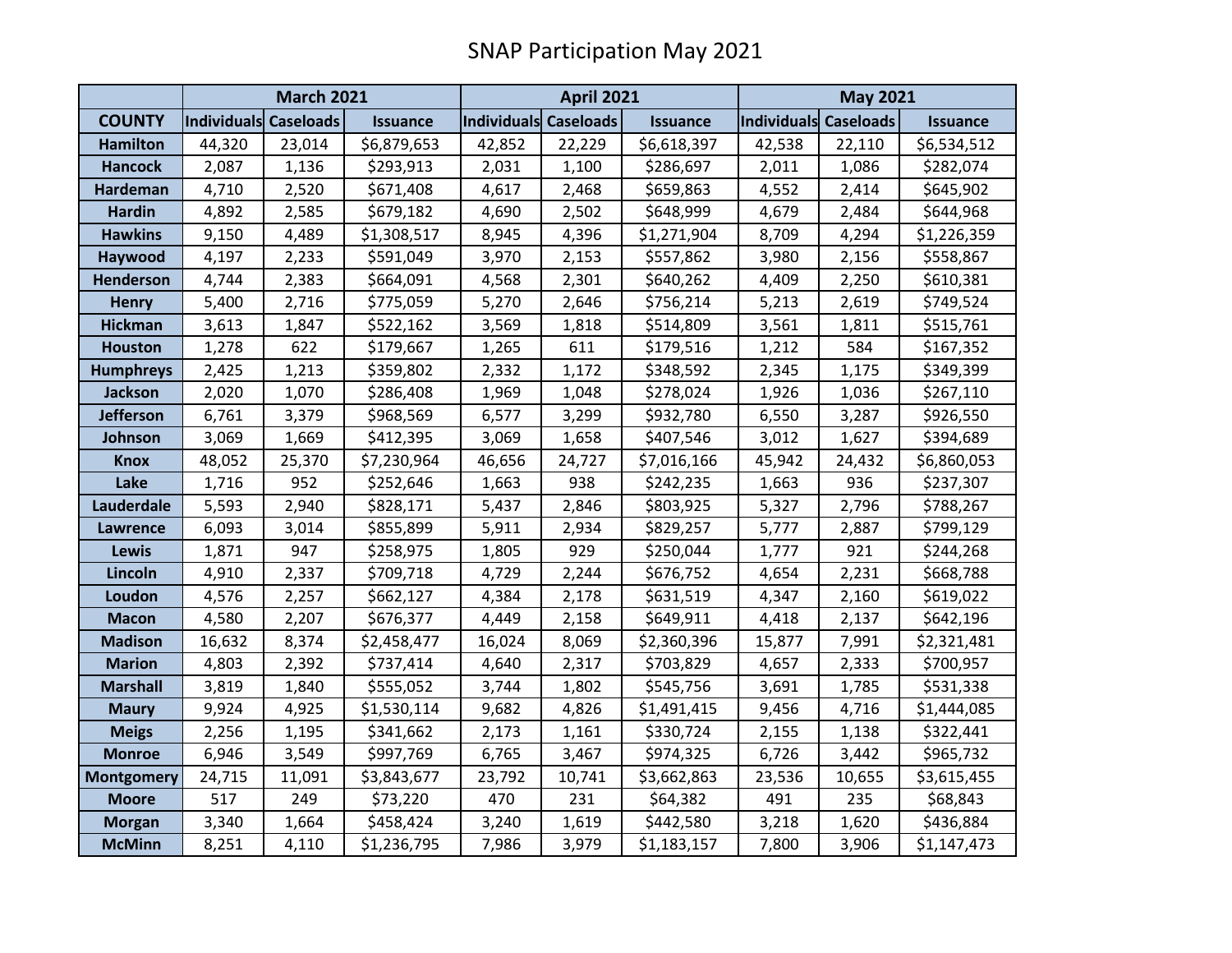# SNAP Participation May 2021

| | March 2021 | | | April 2021 | | | May 2021 | | |
|---|---|---|---|---|---|---|---|---|---|
| **COUNTY** | **Individuals** | **Caseloads** | **Issuance** | **Individuals** | **Caseloads** | **Issuance** | **Individuals** | **Caseloads** | **Issuance** |
| **Hamilton** | 44,320 | 23,014 | $6,879,653 | 42,852 | 22,229 | $6,618,397 | 42,538 | 22,110 | $6,534,512 |
| **Hancock** | 2,087 | 1,136 | $293,913 | 2,031 | 1,100 | $286,697 | 2,011 | 1,086 | $282,074 |
| **Hardeman** | 4,710 | 2,520 | $671,408 | 4,617 | 2,468 | $659,863 | 4,552 | 2,414 | $645,902 |
| **Hardin** | 4,892 | 2,585 | $679,182 | 4,690 | 2,502 | $648,999 | 4,679 | 2,484 | $644,968 |
| **Hawkins** | 9,150 | 4,489 | $1,308,517 | 8,945 | 4,396 | $1,271,904 | 8,709 | 4,294 | $1,226,359 |
| **Haywood** | 4,197 | 2,233 | $591,049 | 3,970 | 2,153 | $557,862 | 3,980 | 2,156 | $558,867 |
| **Henderson** | 4,744 | 2,383 | $664,091 | 4,568 | 2,301 | $640,262 | 4,409 | 2,250 | $610,381 |
| **Henry** | 5,400 | 2,716 | $775,059 | 5,270 | 2,646 | $756,214 | 5,213 | 2,619 | $749,524 |
| **Hickman** | 3,613 | 1,847 | $522,162 | 3,569 | 1,818 | $514,809 | 3,561 | 1,811 | $515,761 |
| **Houston** | 1,278 | 622 | $179,667 | 1,265 | 611 | $179,516 | 1,212 | 584 | $167,352 |
| **Humphreys** | 2,425 | 1,213 | $359,802 | 2,332 | 1,172 | $348,592 | 2,345 | 1,175 | $349,399 |
| **Jackson** | 2,020 | 1,070 | $286,408 | 1,969 | 1,048 | $278,024 | 1,926 | 1,036 | $267,110 |
| **Jefferson** | 6,761 | 3,379 | $968,569 | 6,577 | 3,299 | $932,780 | 6,550 | 3,287 | $926,550 |
| **Johnson** | 3,069 | 1,669 | $412,395 | 3,069 | 1,658 | $407,546 | 3,012 | 1,627 | $394,689 |
| **Knox** | 48,052 | 25,370 | $7,230,964 | 46,656 | 24,727 | $7,016,166 | 45,942 | 24,432 | $6,860,053 |
| **Lake** | 1,716 | 952 | $252,646 | 1,663 | 938 | $242,235 | 1,663 | 936 | $237,307 |
| **Lauderdale** | 5,593 | 2,940 | $828,171 | 5,437 | 2,846 | $803,925 | 5,327 | 2,796 | $788,267 |
| **Lawrence** | 6,093 | 3,014 | $855,899 | 5,911 | 2,934 | $829,257 | 5,777 | 2,887 | $799,129 |
| **Lewis** | 1,871 | 947 | $258,975 | 1,805 | 929 | $250,044 | 1,777 | 921 | $244,268 |
| **Lincoln** | 4,910 | 2,337 | $709,718 | 4,729 | 2,244 | $676,752 | 4,654 | 2,231 | $668,788 |
| **Loudon** | 4,576 | 2,257 | $662,127 | 4,384 | 2,178 | $631,519 | 4,347 | 2,160 | $619,022 |
| **Macon** | 4,580 | 2,207 | $676,377 | 4,449 | 2,158 | $649,911 | 4,418 | 2,137 | $642,196 |
| **Madison** | 16,632 | 8,374 | $2,458,477 | 16,024 | 8,069 | $2,360,396 | 15,877 | 7,991 | $2,321,481 |
| **Marion** | 4,803 | 2,392 | $737,414 | 4,640 | 2,317 | $703,829 | 4,657 | 2,333 | $700,957 |
| **Marshall** | 3,819 | 1,840 | $555,052 | 3,744 | 1,802 | $545,756 | 3,691 | 1,785 | $531,338 |
| **Maury** | 9,924 | 4,925 | $1,530,114 | 9,682 | 4,826 | $1,491,415 | 9,456 | 4,716 | $1,444,085 |
| **Meigs** | 2,256 | 1,195 | $341,662 | 2,173 | 1,161 | $330,724 | 2,155 | 1,138 | $322,441 |
| **Monroe** | 6,946 | 3,549 | $997,769 | 6,765 | 3,467 | $974,325 | 6,726 | 3,442 | $965,732 |
| **Montgomery** | 24,715 | 11,091 | $3,843,677 | 23,792 | 10,741 | $3,662,863 | 23,536 | 10,655 | $3,615,455 |
| **Moore** | 517 | 249 | $73,220 | 470 | 231 | $64,382 | 491 | 235 | $68,843 |
| **Morgan** | 3,340 | 1,664 | $458,424 | 3,240 | 1,619 | $442,580 | 3,218 | 1,620 | $436,884 |
| **McMinn** | 8,251 | 4,110 | $1,236,795 | 7,986 | 3,979 | $1,183,157 | 7,800 | 3,906 | $1,147,473 |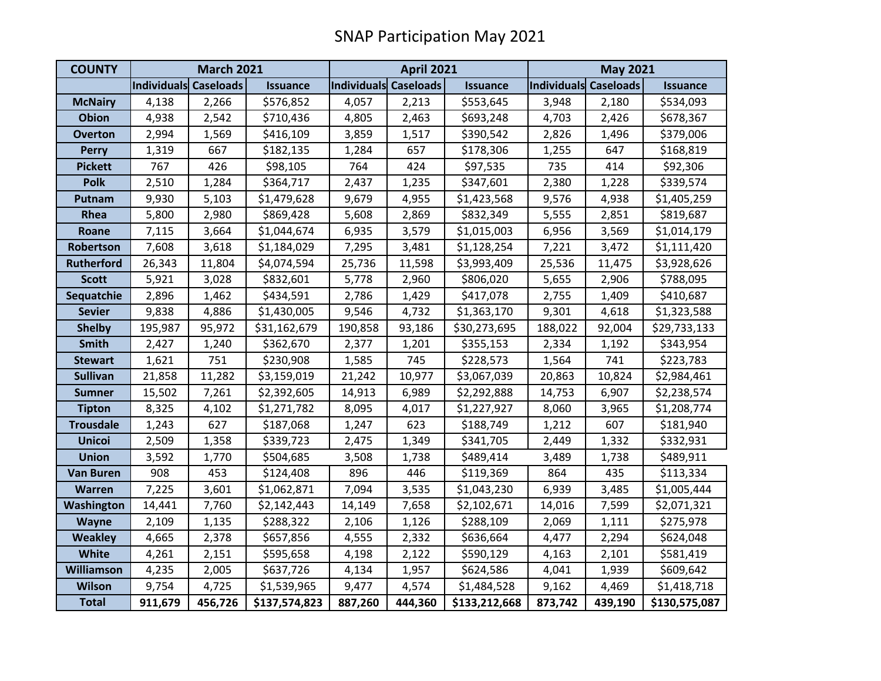# SNAP Participation May 2021

| COUNTY | March 2021 | | | April 2021 | | | May 2021 | | |
|---|---|---|---|---|---|---|---|---|---|
| | Individuals | Caseloads | Issuance | Individuals | Caseloads | Issuance | Individuals | Caseloads | Issuance |
| McNairy | 4,138 | 2,266 | $576,852 | 4,057 | 2,213 | $553,645 | 3,948 | 2,180 | $534,093 |
| Obion | 4,938 | 2,542 | $710,436 | 4,805 | 2,463 | $693,248 | 4,703 | 2,426 | $678,367 |
| Overton | 2,994 | 1,569 | $416,109 | 3,859 | 1,517 | $390,542 | 2,826 | 1,496 | $379,006 |
| Perry | 1,319 | 667 | $182,135 | 1,284 | 657 | $178,306 | 1,255 | 647 | $168,819 |
| Pickett | 767 | 426 | $98,105 | 764 | 424 | $97,535 | 735 | 414 | $92,306 |
| Polk | 2,510 | 1,284 | $364,717 | 2,437 | 1,235 | $347,601 | 2,380 | 1,228 | $339,574 |
| Putnam | 9,930 | 5,103 | $1,479,628 | 9,679 | 4,955 | $1,423,568 | 9,576 | 4,938 | $1,405,259 |
| Rhea | 5,800 | 2,980 | $869,428 | 5,608 | 2,869 | $832,349 | 5,555 | 2,851 | $819,687 |
| Roane | 7,115 | 3,664 | $1,044,674 | 6,935 | 3,579 | $1,015,003 | 6,956 | 3,569 | $1,014,179 |
| Robertson | 7,608 | 3,618 | $1,184,029 | 7,295 | 3,481 | $1,128,254 | 7,221 | 3,472 | $1,111,420 |
| Rutherford | 26,343 | 11,804 | $4,074,594 | 25,736 | 11,598 | $3,993,409 | 25,536 | 11,475 | $3,928,626 |
| Scott | 5,921 | 3,028 | $832,601 | 5,778 | 2,960 | $806,020 | 5,655 | 2,906 | $788,095 |
| Sequatchie | 2,896 | 1,462 | $434,591 | 2,786 | 1,429 | $417,078 | 2,755 | 1,409 | $410,687 |
| Sevier | 9,838 | 4,886 | $1,430,005 | 9,546 | 4,732 | $1,363,170 | 9,301 | 4,618 | $1,323,588 |
| Shelby | 195,987 | 95,972 | $31,162,679 | 190,858 | 93,186 | $30,273,695 | 188,022 | 92,004 | $29,733,133 |
| Smith | 2,427 | 1,240 | $362,670 | 2,377 | 1,201 | $355,153 | 2,334 | 1,192 | $343,954 |
| Stewart | 1,621 | 751 | $230,908 | 1,585 | 745 | $228,573 | 1,564 | 741 | $223,783 |
| Sullivan | 21,858 | 11,282 | $3,159,019 | 21,242 | 10,977 | $3,067,039 | 20,863 | 10,824 | $2,984,461 |
| Sumner | 15,502 | 7,261 | $2,392,605 | 14,913 | 6,989 | $2,292,888 | 14,753 | 6,907 | $2,238,574 |
| Tipton | 8,325 | 4,102 | $1,271,782 | 8,095 | 4,017 | $1,227,927 | 8,060 | 3,965 | $1,208,774 |
| Trousdale | 1,243 | 627 | $187,068 | 1,247 | 623 | $188,749 | 1,212 | 607 | $181,940 |
| Unicoi | 2,509 | 1,358 | $339,723 | 2,475 | 1,349 | $341,705 | 2,449 | 1,332 | $332,931 |
| Union | 3,592 | 1,770 | $504,685 | 3,508 | 1,738 | $489,414 | 3,489 | 1,738 | $489,911 |
| Van Buren | 908 | 453 | $124,408 | 896 | 446 | $119,369 | 864 | 435 | $113,334 |
| Warren | 7,225 | 3,601 | $1,062,871 | 7,094 | 3,535 | $1,043,230 | 6,939 | 3,485 | $1,005,444 |
| Washington | 14,441 | 7,760 | $2,142,443 | 14,149 | 7,658 | $2,102,671 | 14,016 | 7,599 | $2,071,321 |
| Wayne | 2,109 | 1,135 | $288,322 | 2,106 | 1,126 | $288,109 | 2,069 | 1,111 | $275,978 |
| Weakley | 4,665 | 2,378 | $657,856 | 4,555 | 2,332 | $636,664 | 4,477 | 2,294 | $624,048 |
| White | 4,261 | 2,151 | $595,658 | 4,198 | 2,122 | $590,129 | 4,163 | 2,101 | $581,419 |
| Williamson | 4,235 | 2,005 | $637,726 | 4,134 | 1,957 | $624,586 | 4,041 | 1,939 | $609,642 |
| Wilson | 9,754 | 4,725 | $1,539,965 | 9,477 | 4,574 | $1,484,528 | 9,162 | 4,469 | $1,418,718 |
| **Total** | **911,679** | **456,726** | **$137,574,823** | **887,260** | **444,360** | **$133,212,668** | **873,742** | **439,190** | **$130,575,087** |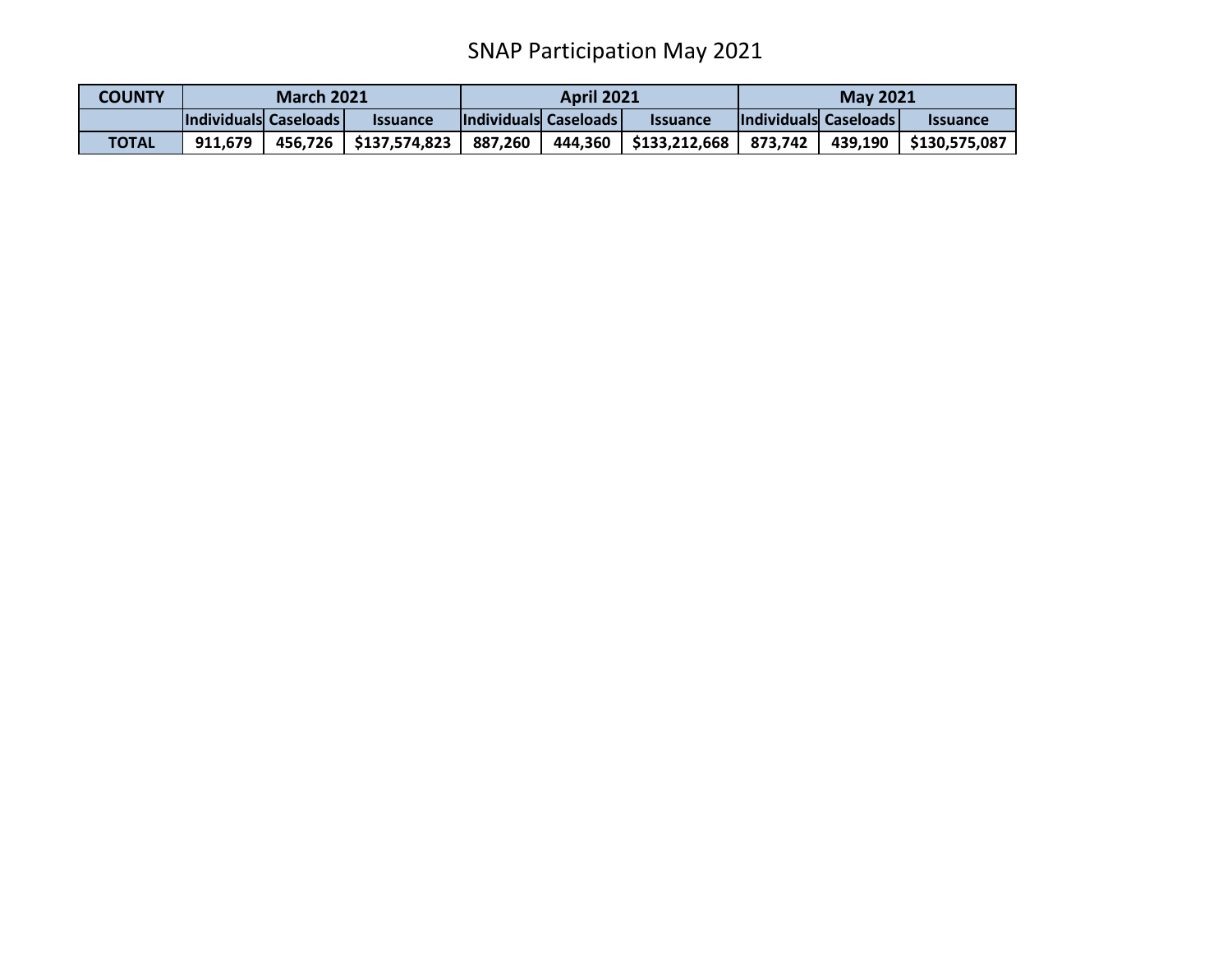# SNAP Participation May 2021

| COUNTY | March 2021 | | | April 2021 | | | May 2021 | | |
|---|---|---|---|---|---|---|---|---|---|
| | Individuals | Caseloads | Issuance | Individuals | Caseloads | Issuance | Individuals | Caseloads | Issuance |
| **TOTAL** | **911,679** | **456,726** | **$137,574,823** | **887,260** | **444,360** | **$133,212,668** | **873,742** | **439,190** | **$130,575,087** |